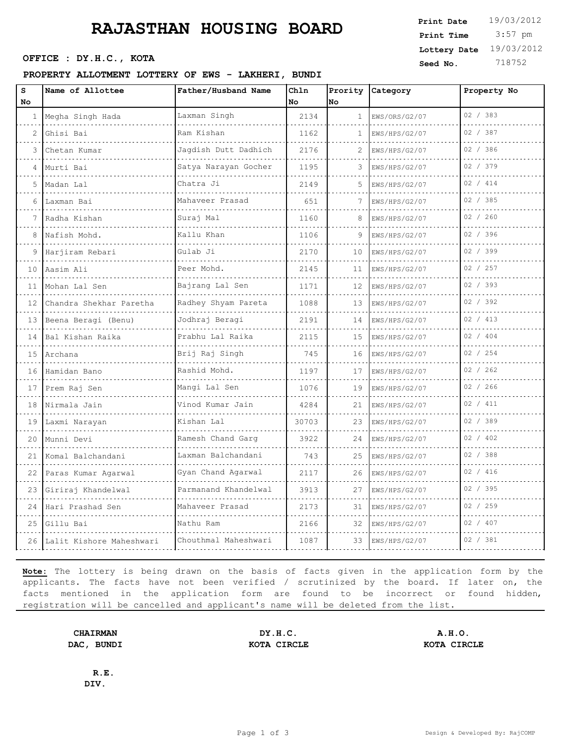# RAJASTHAN HOUSING BOARD

**Print Date** 19/03/2012
**Print Time** 3:57 pm
**Lottery Date** 19/03/2012
**Seed No.** 718752

**OFFICE : DY.H.C., KOTA**

**PROPERTY ALLOTMENT LOTTERY OF EWS - LAKHERI, BUNDI**

| S No | Name of Allottee | Father/Husband Name | Chln No | Prority No | Category | Property No |
|---|---|---|---|---|---|---|
| 1 | Megha Singh Hada | Laxman Singh | 2134 | 1 | EWS/ORS/G2/07 | 02 / 383 |
| 2 | Ghisi Bai | Ram Kishan | 1162 | 1 | EWS/HPS/G2/07 | 02 / 387 |
| 3 | Chetan Kumar | Jagdish Dutt Dadhich | 2176 | 2 | EWS/HPS/G2/07 | 02 / 386 |
| 4 | Murti Bai | Satya Narayan Gocher | 1195 | 3 | EWS/HPS/G2/07 | 02 / 379 |
| 5 | Madan Lal | Chatra Ji | 2149 | 5 | EWS/HPS/G2/07 | 02 / 414 |
| 6 | Laxman Bai | Mahaveer Prasad | 651 | 7 | EWS/HPS/G2/07 | 02 / 385 |
| 7 | Radha Kishan | Suraj Mal | 1160 | 8 | EWS/HPS/G2/07 | 02 / 260 |
| 8 | Nafish Mohd. | Kallu Khan | 1106 | 9 | EWS/HPS/G2/07 | 02 / 396 |
| 9 | Harjiram Rebari | Gulab Ji | 2170 | 10 | EWS/HPS/G2/07 | 02 / 399 |
| 10 | Aasim Ali | Peer Mohd. | 2145 | 11 | EWS/HPS/G2/07 | 02 / 257 |
| 11 | Mohan Lal Sen | Bajrang Lal Sen | 1171 | 12 | EWS/HPS/G2/07 | 02 / 393 |
| 12 | Chandra Shekhar Paretha | Radhey Shyam Pareta | 1088 | 13 | EWS/HPS/G2/07 | 02 / 392 |
| 13 | Beena Beragi (Benu) | Jodhraj Beragi | 2191 | 14 | EWS/HPS/G2/07 | 02 / 413 |
| 14 | Bal Kishan Raika | Prabhu Lal Raika | 2115 | 15 | EWS/HPS/G2/07 | 02 / 404 |
| 15 | Archana | Brij Raj Singh | 745 | 16 | EWS/HPS/G2/07 | 02 / 254 |
| 16 | Hamidan Bano | Rashid Mohd. | 1197 | 17 | EWS/HPS/G2/07 | 02 / 262 |
| 17 | Prem Raj Sen | Mangi Lal Sen | 1076 | 19 | EWS/HPS/G2/07 | 02 / 266 |
| 18 | Nirmala Jain | Vinod Kumar Jain | 4284 | 21 | EWS/HPS/G2/07 | 02 / 411 |
| 19 | Laxmi Narayan | Kishan Lal | 30703 | 23 | EWS/HPS/G2/07 | 02 / 389 |
| 20 | Munni Devi | Ramesh Chand Garg | 3922 | 24 | EWS/HPS/G2/07 | 02 / 402 |
| 21 | Komal Balchandani | Laxman Balchandani | 743 | 25 | EWS/HPS/G2/07 | 02 / 388 |
| 22 | Paras Kumar Agarwal | Gyan Chand Agarwal | 2117 | 26 | EWS/HPS/G2/07 | 02 / 416 |
| 23 | Giriraj Khandelwal | Parmanand Khandelwal | 3913 | 27 | EWS/HPS/G2/07 | 02 / 395 |
| 24 | Hari Prashad Sen | Mahaveer Prasad | 2173 | 31 | EWS/HPS/G2/07 | 02 / 259 |
| 25 | Gillu Bai | Nathu Ram | 2166 | 32 | EWS/HPS/G2/07 | 02 / 407 |
| 26 | Lalit Kishore Maheshwari | Chouthmal Maheshwari | 1087 | 33 | EWS/HPS/G2/07 | 02 / 381 |

**Note:** The lottery is being drawn on the basis of facts given in the application form by the applicants. The facts have not been verified / scrutinized by the board. If later on, the facts mentioned in the application form are found to be incorrect or found hidden, registration will be cancelled and applicant's name will be deleted from the list.

**CHAIRMAN**
**DAC, BUNDI**

**DY.H.C.**
**KOTA CIRCLE**

**A.H.O.**
**KOTA CIRCLE**

**R.E.**
**DIV.**

Design & Developed By: RajCOMP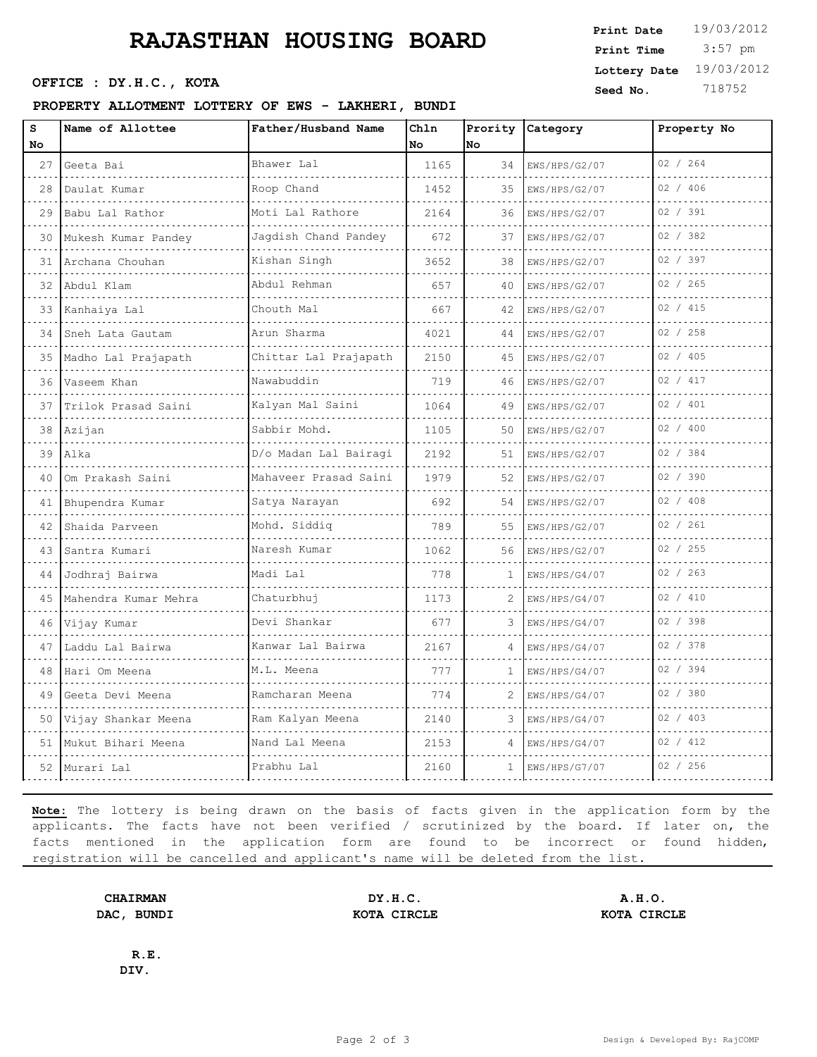# RAJASTHAN HOUSING BOARD

| | |
|---|---|
| **Print Date** | 19/03/2012 |
| **Print Time** | 3:57 pm |
| **Lottery Date** | 19/03/2012 |
| **Seed No.** | 718752 |

**OFFICE : DY.H.C., KOTA**

**PROPERTY ALLOTMENT LOTTERY OF EWS - LAKHERI, BUNDI**

| S No | Name of Allottee | Father/Husband Name | Chln No | Prority No | Category | Property No |
|---|---|---|---|---|---|---|
| 27 | Geeta Bai | Bhawer Lal | 1165 | 34 | EWS/HPS/G2/07 | 02 / 264 |
| 28 | Daulat Kumar | Roop Chand | 1452 | 35 | EWS/HPS/G2/07 | 02 / 406 |
| 29 | Babu Lal Rathor | Moti Lal Rathore | 2164 | 36 | EWS/HPS/G2/07 | 02 / 391 |
| 30 | Mukesh Kumar Pandey | Jagdish Chand Pandey | 672 | 37 | EWS/HPS/G2/07 | 02 / 382 |
| 31 | Archana Chouhan | Kishan Singh | 3652 | 38 | EWS/HPS/G2/07 | 02 / 397 |
| 32 | Abdul Klam | Abdul Rehman | 657 | 40 | EWS/HPS/G2/07 | 02 / 265 |
| 33 | Kanhaiya Lal | Chouth Mal | 667 | 42 | EWS/HPS/G2/07 | 02 / 415 |
| 34 | Sneh Lata Gautam | Arun Sharma | 4021 | 44 | EWS/HPS/G2/07 | 02 / 258 |
| 35 | Madho Lal Prajapath | Chittar Lal Prajapath | 2150 | 45 | EWS/HPS/G2/07 | 02 / 405 |
| 36 | Vaseem Khan | Nawabuddin | 719 | 46 | EWS/HPS/G2/07 | 02 / 417 |
| 37 | Trilok Prasad Saini | Kalyan Mal Saini | 1064 | 49 | EWS/HPS/G2/07 | 02 / 401 |
| 38 | Azijan | Sabbir Mohd. | 1105 | 50 | EWS/HPS/G2/07 | 02 / 400 |
| 39 | Alka | D/o Madan Lal Bairagi | 2192 | 51 | EWS/HPS/G2/07 | 02 / 384 |
| 40 | Om Prakash Saini | Mahaveer Prasad Saini | 1979 | 52 | EWS/HPS/G2/07 | 02 / 390 |
| 41 | Bhupendra Kumar | Satya Narayan | 692 | 54 | EWS/HPS/G2/07 | 02 / 408 |
| 42 | Shaida Parveen | Mohd. Siddiq | 789 | 55 | EWS/HPS/G2/07 | 02 / 261 |
| 43 | Santra Kumari | Naresh Kumar | 1062 | 56 | EWS/HPS/G2/07 | 02 / 255 |
| 44 | Jodhraj Bairwa | Madi Lal | 778 | 1 | EWS/HPS/G4/07 | 02 / 263 |
| 45 | Mahendra Kumar Mehra | Chaturbhuj | 1173 | 2 | EWS/HPS/G4/07 | 02 / 410 |
| 46 | Vijay Kumar | Devi Shankar | 677 | 3 | EWS/HPS/G4/07 | 02 / 398 |
| 47 | Laddu Lal Bairwa | Kanwar Lal Bairwa | 2167 | 4 | EWS/HPS/G4/07 | 02 / 378 |
| 48 | Hari Om Meena | M.L. Meena | 777 | 1 | EWS/HPS/G4/07 | 02 / 394 |
| 49 | Geeta Devi Meena | Ramcharan Meena | 774 | 2 | EWS/HPS/G4/07 | 02 / 380 |
| 50 | Vijay Shankar Meena | Ram Kalyan Meena | 2140 | 3 | EWS/HPS/G4/07 | 02 / 403 |
| 51 | Mukut Bihari Meena | Nand Lal Meena | 2153 | 4 | EWS/HPS/G4/07 | 02 / 412 |
| 52 | Murari Lal | Prabhu Lal | 2160 | 1 | EWS/HPS/G7/07 | 02 / 256 |

**Note:** The lottery is being drawn on the basis of facts given in the application form by the applicants. The facts have not been verified / scrutinized by the board. If later on, the facts mentioned in the application form are found to be incorrect or found hidden, registration will be cancelled and applicant's name will be deleted from the list.

**CHAIRMAN**
**DAC, BUNDI**

**DY.H.C.**
**KOTA CIRCLE**

**A.H.O.**
**KOTA CIRCLE**

**R.E.**
**DIV.**

Design & Developed By: RajCOMP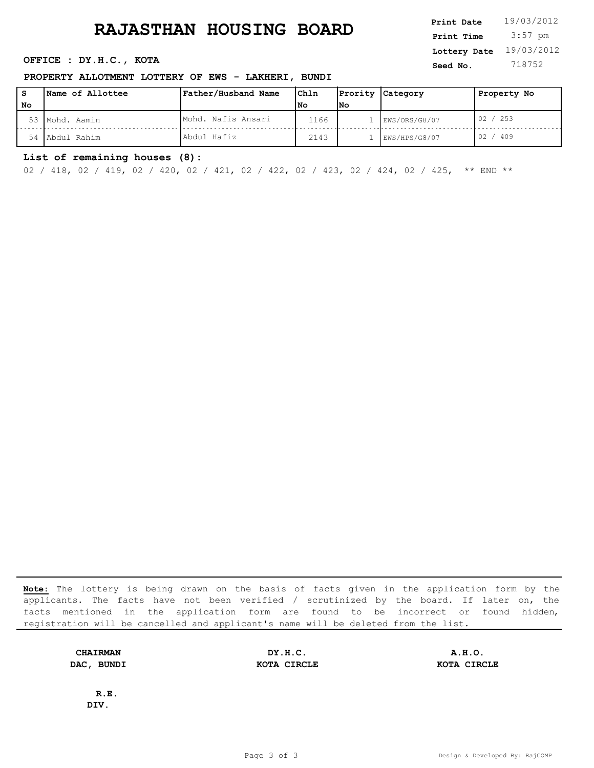# RAJASTHAN HOUSING BOARD

**Print Date** 19/03/2012
**Print Time** 3:57 pm
**Lottery Date** 19/03/2012
**Seed No.** 718752

**OFFICE : DY.H.C., KOTA**

**PROPERTY ALLOTMENT LOTTERY OF EWS - LAKHERI, BUNDI**

| S No | Name of Allottee | Father/Husband Name | Chln No | Prority No | Category | Property No |
|---|---|---|---|---|---|---|
| 53 | Mohd. Aamin | Mohd. Nafis Ansari | 1166 | 1 | EWS/ORS/G8/07 | 02 / 253 |
| 54 | Abdul Rahim | Abdul Hafiz | 2143 | 1 | EWS/HPS/G8/07 | 02 / 409 |

**List of remaining houses (8):**

02 / 418, 02 / 419, 02 / 420, 02 / 421, 02 / 422, 02 / 423, 02 / 424, 02 / 425, ** END **

**Note:** The lottery is being drawn on the basis of facts given in the application form by the applicants. The facts have not been verified / scrutinized by the board. If later on, the facts mentioned in the application form are found to be incorrect or found hidden, registration will be cancelled and applicant's name will be deleted from the list.

**CHAIRMAN**
**DAC, BUNDI**

**DY.H.C.**
**KOTA CIRCLE**

**A.H.O.**
**KOTA CIRCLE**

**R.E.**
**DIV.**

Design & Developed By: RajCOMP